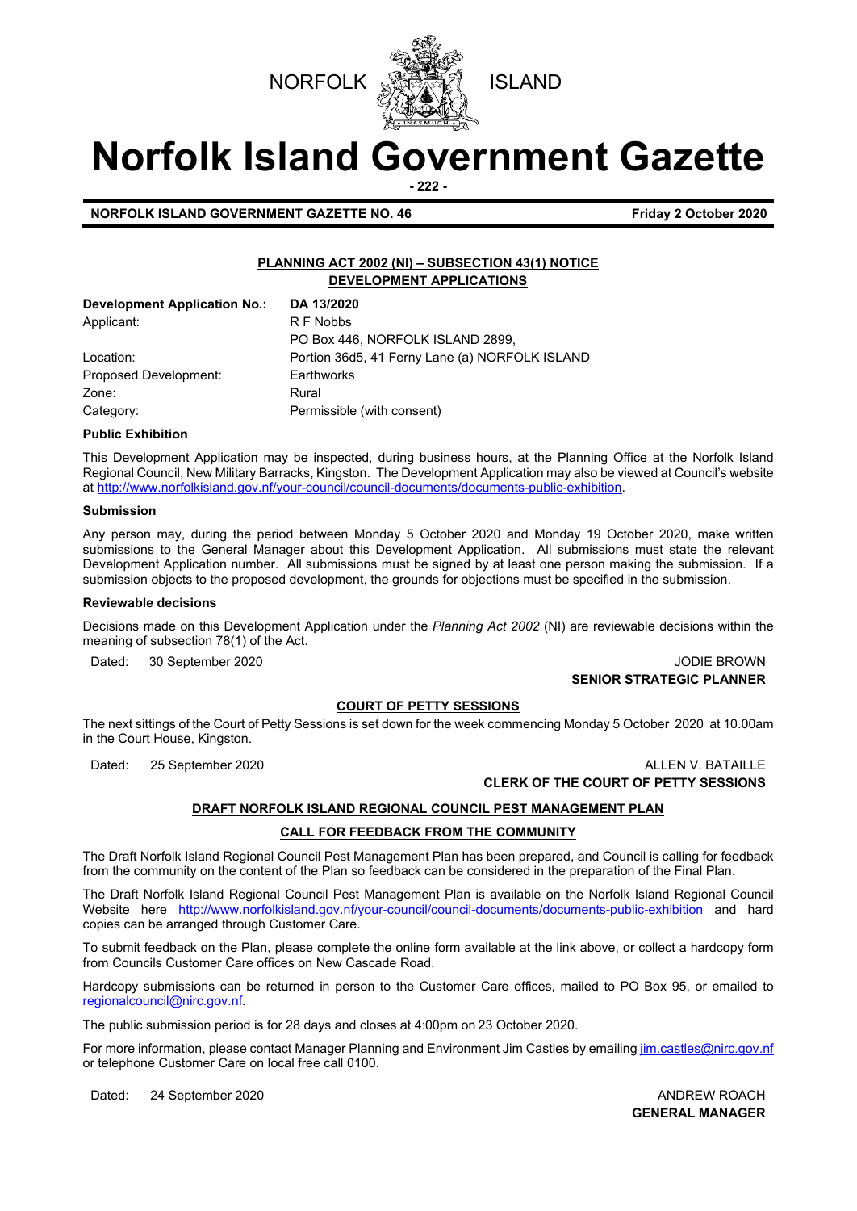NORFOLK ISLAND

# Norfolk Island Government Gazette

**NORFOLK ISLAND GOVERNMENT GAZETTE NO. 46** **Friday 2 October 2020**

## PLANNING ACT 2002 (NI) – SUBSECTION 43(1) NOTICE
## DEVELOPMENT APPLICATIONS

| | |
|---|---|
| **Development Application No.:** | **DA 13/2020** |
| Applicant: | R F Nobbs<br>PO Box 446, NORFOLK ISLAND 2899, |
| Location: | Portion 36d5, 41 Ferny Lane (a) NORFOLK ISLAND |
| Proposed Development: | Earthworks |
| Zone: | Rural |
| Category: | Permissible (with consent) |

**Public Exhibition**

This Development Application may be inspected, during business hours, at the Planning Office at the Norfolk Island Regional Council, New Military Barracks, Kingston. The Development Application may also be viewed at Council's website at http://www.norfolkisland.gov.nf/your-council/council-documents/documents-public-exhibition.

**Submission**

Any person may, during the period between Monday 5 October 2020 and Monday 19 October 2020, make written submissions to the General Manager about this Development Application. All submissions must state the relevant Development Application number. All submissions must be signed by at least one person making the submission. If a submission objects to the proposed development, the grounds for objections must be specified in the submission.

**Reviewable decisions**

Decisions made on this Development Application under the *Planning Act 2002* (NI) are reviewable decisions within the meaning of subsection 78(1) of the Act.

Dated: 30 September 2020

JODIE BROWN
**SENIOR STRATEGIC PLANNER**

## COURT OF PETTY SESSIONS

The next sittings of the Court of Petty Sessions is set down for the week commencing Monday 5 October 2020 at 10.00am in the Court House, Kingston.

Dated: 25 September 2020

ALLEN V. BATAILLE
**CLERK OF THE COURT OF PETTY SESSIONS**

## DRAFT NORFOLK ISLAND REGIONAL COUNCIL PEST MANAGEMENT PLAN

## CALL FOR FEEDBACK FROM THE COMMUNITY

The Draft Norfolk Island Regional Council Pest Management Plan has been prepared, and Council is calling for feedback from the community on the content of the Plan so feedback can be considered in the preparation of the Final Plan.

The Draft Norfolk Island Regional Council Pest Management Plan is available on the Norfolk Island Regional Council Website here http://www.norfolkisland.gov.nf/your-council/council-documents/documents-public-exhibition and hard copies can be arranged through Customer Care.

To submit feedback on the Plan, please complete the online form available at the link above, or collect a hardcopy form from Councils Customer Care offices on New Cascade Road.

Hardcopy submissions can be returned in person to the Customer Care offices, mailed to PO Box 95, or emailed to regionalcouncil@nirc.gov.nf.

The public submission period is for 28 days and closes at 4:00pm on 23 October 2020.

For more information, please contact Manager Planning and Environment Jim Castles by emailing jim.castles@nirc.gov.nf or telephone Customer Care on local free call 0100.

Dated: 24 September 2020

ANDREW ROACH
**GENERAL MANAGER**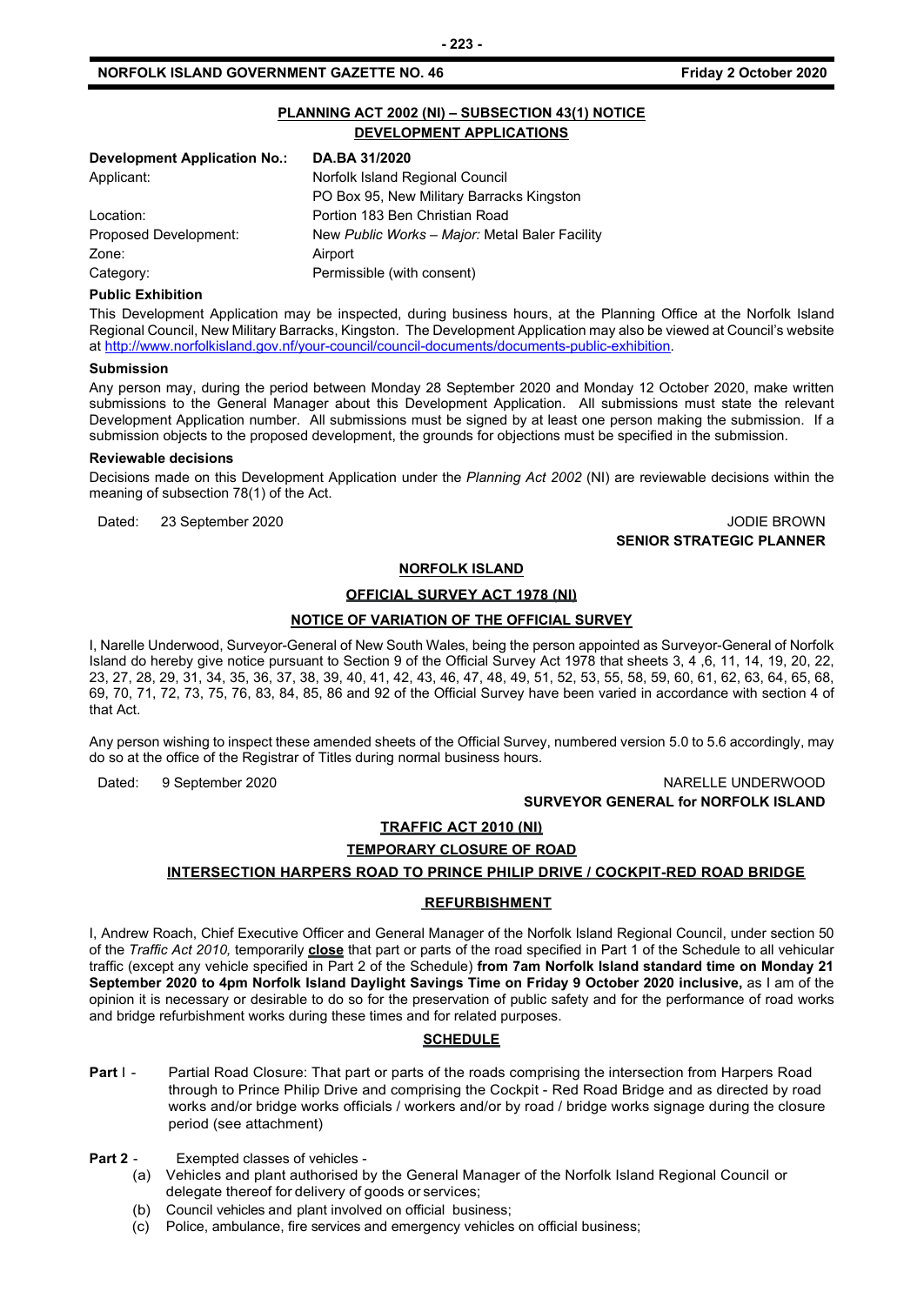## PLANNING ACT 2002 (NI) – SUBSECTION 43(1) NOTICE
## DEVELOPMENT APPLICATIONS

| **Development Application No.:** | **DA.BA 31/2020** |
| --- | --- |
| Applicant: | Norfolk Island Regional Council<br>PO Box 95, New Military Barracks Kingston |
| Location: | Portion 183 Ben Christian Road |
| Proposed Development: | New *Public Works – Major:* Metal Baler Facility |
| Zone: | Airport |
| Category: | Permissible (with consent) |

**Public Exhibition**

This Development Application may be inspected, during business hours, at the Planning Office at the Norfolk Island Regional Council, New Military Barracks, Kingston. The Development Application may also be viewed at Council's website at http://www.norfolkisland.gov.nf/your-council/council-documents/documents-public-exhibition.

**Submission**

Any person may, during the period between Monday 28 September 2020 and Monday 12 October 2020, make written submissions to the General Manager about this Development Application. All submissions must state the relevant Development Application number. All submissions must be signed by at least one person making the submission. If a submission objects to the proposed development, the grounds for objections must be specified in the submission.

**Reviewable decisions**

Decisions made on this Development Application under the *Planning Act 2002* (NI) are reviewable decisions within the meaning of subsection 78(1) of the Act.

Dated: 23 September 2020

JODIE BROWN
**SENIOR STRATEGIC PLANNER**

## NORFOLK ISLAND
## OFFICIAL SURVEY ACT 1978 (NI)
## NOTICE OF VARIATION OF THE OFFICIAL SURVEY

I, Narelle Underwood, Surveyor-General of New South Wales, being the person appointed as Surveyor-General of Norfolk Island do hereby give notice pursuant to Section 9 of the Official Survey Act 1978 that sheets 3, 4 ,6, 11, 14, 19, 20, 22, 23, 27, 28, 29, 31, 34, 35, 36, 37, 38, 39, 40, 41, 42, 43, 46, 47, 48, 49, 51, 52, 53, 55, 58, 59, 60, 61, 62, 63, 64, 65, 68, 69, 70, 71, 72, 73, 75, 76, 83, 84, 85, 86 and 92 of the Official Survey have been varied in accordance with section 4 of that Act.

Any person wishing to inspect these amended sheets of the Official Survey, numbered version 5.0 to 5.6 accordingly, may do so at the office of the Registrar of Titles during normal business hours.

Dated: 9 September 2020

NARELLE UNDERWOOD
**SURVEYOR GENERAL for NORFOLK ISLAND**

## TRAFFIC ACT 2010 (NI)
## TEMPORARY CLOSURE OF ROAD
## INTERSECTION HARPERS ROAD TO PRINCE PHILIP DRIVE / COCKPIT-RED ROAD BRIDGE
## REFURBISHMENT

I, Andrew Roach, Chief Executive Officer and General Manager of the Norfolk Island Regional Council, under section 50 of the *Traffic Act 2010,* temporarily **close** that part or parts of the road specified in Part 1 of the Schedule to all vehicular traffic (except any vehicle specified in Part 2 of the Schedule) **from 7am Norfolk Island standard time on Monday 21 September 2020 to 4pm Norfolk Island Daylight Savings Time on Friday 9 October 2020 inclusive,** as I am of the opinion it is necessary or desirable to do so for the preservation of public safety and for the performance of road works and bridge refurbishment works during these times and for related purposes.

### SCHEDULE

**Part** I - Partial Road Closure: That part or parts of the roads comprising the intersection from Harpers Road through to Prince Philip Drive and comprising the Cockpit - Red Road Bridge and as directed by road works and/or bridge works officials / workers and/or by road / bridge works signage during the closure period (see attachment)

**Part 2** - Exempted classes of vehicles -

(a) Vehicles and plant authorised by the General Manager of the Norfolk Island Regional Council or delegate thereof for delivery of goods or services;
(b) Council vehicles and plant involved on official business;
(c) Police, ambulance, fire services and emergency vehicles on official business;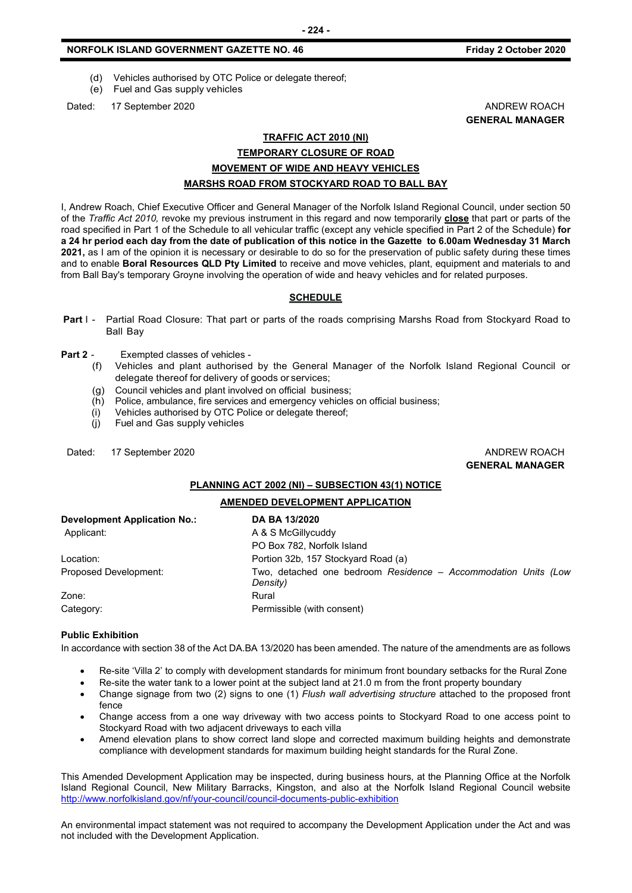(d) Vehicles authorised by OTC Police or delegate thereof;
(e) Fuel and Gas supply vehicles

Dated: 17 September 2020

ANDREW ROACH
**GENERAL MANAGER**

**TRAFFIC ACT 2010 (NI)**

**TEMPORARY CLOSURE OF ROAD**

**MOVEMENT OF WIDE AND HEAVY VEHICLES**

**MARSHS ROAD FROM STOCKYARD ROAD TO BALL BAY**

I, Andrew Roach, Chief Executive Officer and General Manager of the Norfolk Island Regional Council, under section 50 of the *Traffic Act 2010,* revoke my previous instrument in this regard and now temporarily **close** that part or parts of the road specified in Part 1 of the Schedule to all vehicular traffic (except any vehicle specified in Part 2 of the Schedule) **for a 24 hr period each day from the date of publication of this notice in the Gazette to 6.00am Wednesday 31 March 2021,** as I am of the opinion it is necessary or desirable to do so for the preservation of public safety during these times and to enable **Boral Resources QLD Pty Limited** to receive and move vehicles, plant, equipment and materials to and from Ball Bay's temporary Groyne involving the operation of wide and heavy vehicles and for related purposes.

**SCHEDULE**

**Part** I - Partial Road Closure: That part or parts of the roads comprising Marshs Road from Stockyard Road to Ball Bay

**Part 2** - Exempted classes of vehicles -

(f) Vehicles and plant authorised by the General Manager of the Norfolk Island Regional Council or delegate thereof for delivery of goods or services;
(g) Council vehicles and plant involved on official business;
(h) Police, ambulance, fire services and emergency vehicles on official business;
(i) Vehicles authorised by OTC Police or delegate thereof;
(j) Fuel and Gas supply vehicles

Dated: 17 September 2020

ANDREW ROACH
**GENERAL MANAGER**

**PLANNING ACT 2002 (NI) – SUBSECTION 43(1) NOTICE**

**AMENDED DEVELOPMENT APPLICATION**

| **Development Application No.:** | **DA BA 13/2020** |
|---|---|
| Applicant: | A & S McGillycuddy<br>PO Box 782, Norfolk Island |
| Location: | Portion 32b, 157 Stockyard Road (a) |
| Proposed Development: | Two, detached one bedroom *Residence – Accommodation Units (Low Density)* |
| Zone: | Rural |
| Category: | Permissible (with consent) |

**Public Exhibition**

In accordance with section 38 of the Act DA.BA 13/2020 has been amended. The nature of the amendments are as follows

- Re-site 'Villa 2' to comply with development standards for minimum front boundary setbacks for the Rural Zone
- Re-site the water tank to a lower point at the subject land at 21.0 m from the front property boundary
- Change signage from two (2) signs to one (1) *Flush wall advertising structure* attached to the proposed front fence
- Change access from a one way driveway with two access points to Stockyard Road to one access point to Stockyard Road with two adjacent driveways to each villa
- Amend elevation plans to show correct land slope and corrected maximum building heights and demonstrate compliance with development standards for maximum building height standards for the Rural Zone.

This Amended Development Application may be inspected, during business hours, at the Planning Office at the Norfolk Island Regional Council, New Military Barracks, Kingston, and also at the Norfolk Island Regional Council website http://www.norfolkisland.gov/nf/your-council/council-documents-public-exhibition

An environmental impact statement was not required to accompany the Development Application under the Act and was not included with the Development Application.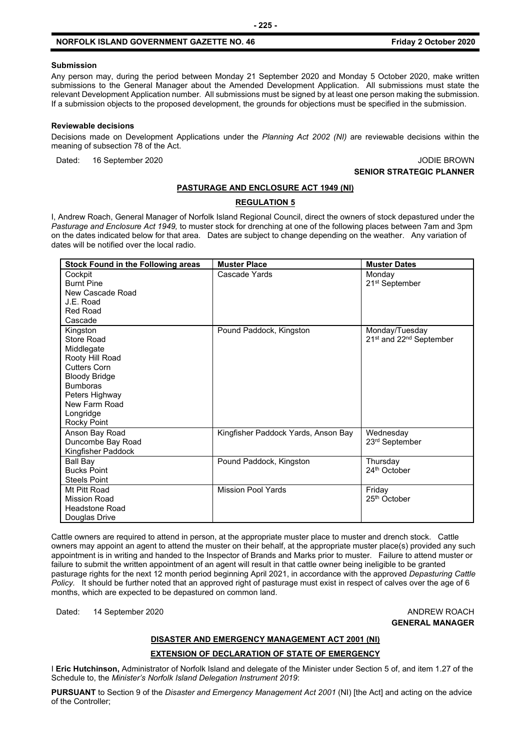**Submission**

Any person may, during the period between Monday 21 September 2020 and Monday 5 October 2020, make written submissions to the General Manager about the Amended Development Application. All submissions must state the relevant Development Application number. All submissions must be signed by at least one person making the submission. If a submission objects to the proposed development, the grounds for objections must be specified in the submission.

**Reviewable decisions**

Decisions made on Development Applications under the *Planning Act 2002 (NI)* are reviewable decisions within the meaning of subsection 78 of the Act.

Dated: 16 September 2020

JODIE BROWN
**SENIOR STRATEGIC PLANNER**

## PASTURAGE AND ENCLOSURE ACT 1949 (NI)

### REGULATION 5

I, Andrew Roach, General Manager of Norfolk Island Regional Council, direct the owners of stock depastured under the *Pasturage and Enclosure Act 1949,* to muster stock for drenching at one of the following places between 7am and 3pm on the dates indicated below for that area. Dates are subject to change depending on the weather. Any variation of dates will be notified over the local radio.

| Stock Found in the Following areas | Muster Place | Muster Dates |
|---|---|---|
| Cockpit<br>Burnt Pine<br>New Cascade Road<br>J.E. Road<br>Red Road<br>Cascade | Cascade Yards | Monday<br>21st September |
| Kingston<br>Store Road<br>Middlegate<br>Rooty Hill Road<br>Cutters Corn<br>Bloody Bridge<br>Bumboras<br>Peters Highway<br>New Farm Road<br>Longridge<br>Rocky Point | Pound Paddock, Kingston | Monday/Tuesday<br>21st and 22nd September |
| Anson Bay Road<br>Duncombe Bay Road<br>Kingfisher Paddock | Kingfisher Paddock Yards, Anson Bay | Wednesday<br>23rd September |
| Ball Bay<br>Bucks Point<br>Steels Point | Pound Paddock, Kingston | Thursday<br>24th October |
| Mt Pitt Road<br>Mission Road<br>Headstone Road<br>Douglas Drive | Mission Pool Yards | Friday<br>25th October |

Cattle owners are required to attend in person, at the appropriate muster place to muster and drench stock. Cattle owners may appoint an agent to attend the muster on their behalf, at the appropriate muster place(s) provided any such appointment is in writing and handed to the Inspector of Brands and Marks prior to muster. Failure to attend muster or failure to submit the written appointment of an agent will result in that cattle owner being ineligible to be granted pasturage rights for the next 12 month period beginning April 2021, in accordance with the approved *Depasturing Cattle Policy.* It should be further noted that an approved right of pasturage must exist in respect of calves over the age of 6 months, which are expected to be depastured on common land.

Dated: 14 September 2020

ANDREW ROACH
**GENERAL MANAGER**

## DISASTER AND EMERGENCY MANAGEMENT ACT 2001 (NI)

### EXTENSION OF DECLARATION OF STATE OF EMERGENCY

I **Eric Hutchinson,** Administrator of Norfolk Island and delegate of the Minister under Section 5 of, and item 1.27 of the Schedule to, the *Minister's Norfolk Island Delegation Instrument 2019*:

**PURSUANT** to Section 9 of the *Disaster and Emergency Management Act 2001* (NI) [the Act] and acting on the advice of the Controller;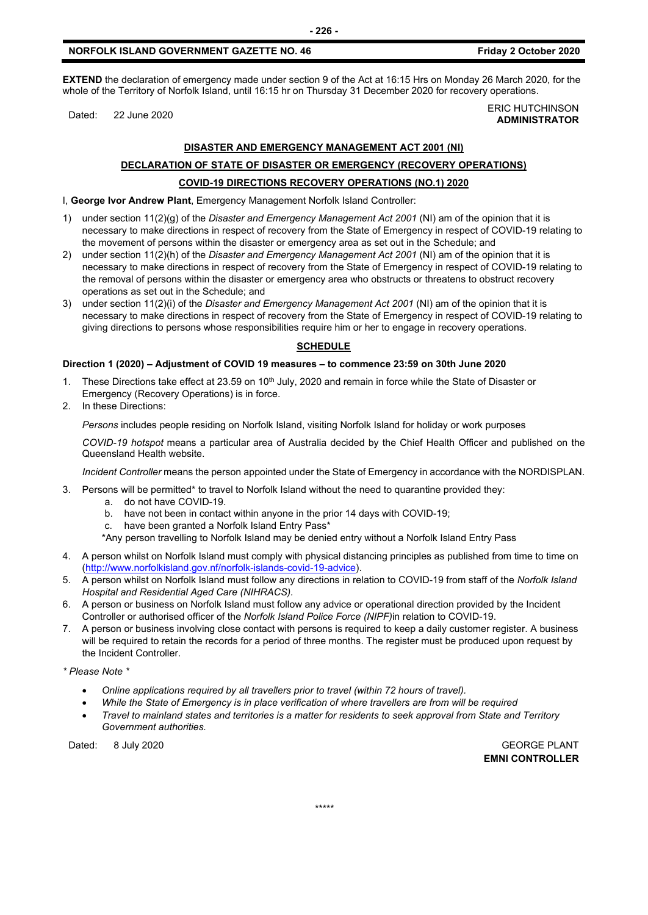**EXTEND** the declaration of emergency made under section 9 of the Act at 16:15 Hrs on Monday 26 March 2020, for the whole of the Territory of Norfolk Island, until 16:15 hr on Thursday 31 December 2020 for recovery operations.

Dated: 22 June 2020

ERIC HUTCHINSON
**ADMINISTRATOR**

**DISASTER AND EMERGENCY MANAGEMENT ACT 2001 (NI)**

**DECLARATION OF STATE OF DISASTER OR EMERGENCY (RECOVERY OPERATIONS)**

**COVID-19 DIRECTIONS RECOVERY OPERATIONS (NO.1) 2020**

I, **George Ivor Andrew Plant**, Emergency Management Norfolk Island Controller:

1) under section 11(2)(g) of the *Disaster and Emergency Management Act 2001* (NI) am of the opinion that it is necessary to make directions in respect of recovery from the State of Emergency in respect of COVID-19 relating to the movement of persons within the disaster or emergency area as set out in the Schedule; and
2) under section 11(2)(h) of the *Disaster and Emergency Management Act 2001* (NI) am of the opinion that it is necessary to make directions in respect of recovery from the State of Emergency in respect of COVID-19 relating to the removal of persons within the disaster or emergency area who obstructs or threatens to obstruct recovery operations as set out in the Schedule; and
3) under section 11(2)(i) of the *Disaster and Emergency Management Act 2001* (NI) am of the opinion that it is necessary to make directions in respect of recovery from the State of Emergency in respect of COVID-19 relating to giving directions to persons whose responsibilities require him or her to engage in recovery operations.

**SCHEDULE**

**Direction 1 (2020) – Adjustment of COVID 19 measures – to commence 23:59 on 30th June 2020**

1. These Directions take effect at 23.59 on 10th July, 2020 and remain in force while the State of Disaster or Emergency (Recovery Operations) is in force.
2. In these Directions:

   *Persons* includes people residing on Norfolk Island, visiting Norfolk Island for holiday or work purposes

   *COVID-19 hotspot* means a particular area of Australia decided by the Chief Health Officer and published on the Queensland Health website.

   *Incident Controller* means the person appointed under the State of Emergency in accordance with the NORDISPLAN.

3. Persons will be permitted* to travel to Norfolk Island without the need to quarantine provided they:
   a. do not have COVID-19.
   b. have not been in contact within anyone in the prior 14 days with COVID-19;
   c. have been granted a Norfolk Island Entry Pass*

   *Any person travelling to Norfolk Island may be denied entry without a Norfolk Island Entry Pass

4. A person whilst on Norfolk Island must comply with physical distancing principles as published from time to time on (http://www.norfolkisland.gov.nf/norfolk-islands-covid-19-advice).
5. A person whilst on Norfolk Island must follow any directions in relation to COVID-19 from staff of the *Norfolk Island Hospital and Residential Aged Care (NIHRACS).*
6. A person or business on Norfolk Island must follow any advice or operational direction provided by the Incident Controller or authorised officer of the *Norfolk Island Police Force (NIPF)*in relation to COVID-19.
7. A person or business involving close contact with persons is required to keep a daily customer register. A business will be required to retain the records for a period of three months. The register must be produced upon request by the Incident Controller.

*\* Please Note \**

- *Online applications required by all travellers prior to travel (within 72 hours of travel).*
- *While the State of Emergency is in place verification of where travellers are from will be required*
- *Travel to mainland states and territories is a matter for residents to seek approval from State and Territory Government authorities.*

Dated: 8 July 2020

GEORGE PLANT
**EMNI CONTROLLER**

\*\*\*\*\*